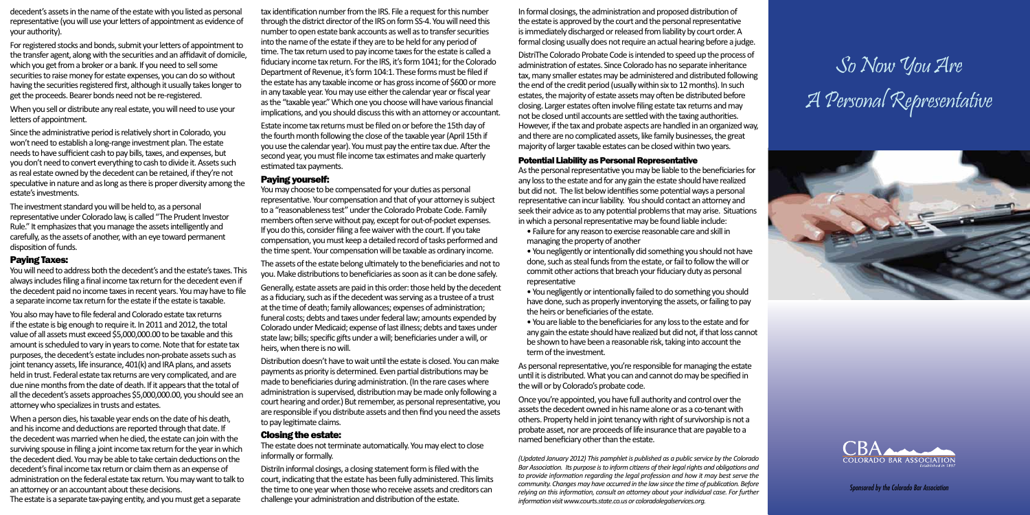decedent's assets in the name of the estate with you listed as personal representative (you will use your letters of appointment as evidence of your authority).

For registered stocks and bonds, submit your letters of appointment to the transfer agent, along with the securities and an affidavit of domicile, which you get from a broker or a bank. If you need to sell some securities to raise money for estate expenses, you can do so without having the securities registered first, although it usually takes longer to get the proceeds. Bearer bonds need not be re-registered.

When you sell or distribute any real estate, you will need to use your letters of appointment.

Since the administrative period is relatively short in Colorado, you won't need to establish a long-range investment plan. The estate needs to have sufficient cash to pay bills, taxes, and expenses, but you don't need to convert everything to cash to divide it. Assets such as real estate owned by the decedent can be retained, if they're not speculative in nature and as long as there is proper diversity among the estate's investments.

The investment standard you will be held to, as a personal representative under Colorado law, is called "The Prudent Investor Rule." It emphasizes that you manage the assets intelligently and carefully, as the assets of another, with an eye toward permanent disposition of funds.

## Paying Taxes:

You will need to address both the decedent's and the estate's taxes. This always includes filing a final income tax return for the decedent even if the decedent paid no income taxes in recent years. You may have to file a separate income tax return for the estate if the estate is taxable.

You also may have to file federal and Colorado estate tax returns if the estate is big enough to require it. In 2011 and 2012, the total value of all assets must exceed \$5,000,000.00 to be taxable and this amount is scheduled to vary in years to come. Note that for estate tax purposes, the decedent's estate includes non-probate assets such as joint tenancy assets, life insurance, 401(k) and IRA plans, and assets held in trust. Federal estate tax returns are very complicated, and are due nine months from the date of death. If it appears that the total of all the decedent's assets approaches \$5,000,000.00, you should see an attorney who specializes in trusts and estates.

When a person dies, his taxable year ends on the date of his death, and his income and deductions are reported through that date. If the decedent was married when he died, the estate can join with the surviving spouse in filing a joint income tax return for the year in which the decedent died. You may be able to take certain deductions on the decedent's final income tax return or claim them as an expense of administration on the federal estate tax return. You may want to talk to an attorney or an accountant about these decisions.

The estate is a separate tax-paying entity, and you must get a separate tax identification number from the IRS. File a request for this number through the district director of the IRS on form SS-4. You will need this number to open estate bank accounts as well as to transfer securities into the name of the estate if they are to be held for any period of time. The tax return used to pay income taxes for the estate is called a fiduciary income tax return. For the IRS, it's form 1041; for the Colorado Department of Revenue, it's form 104:1. These forms must be filed if the estate has any taxable income or has gross income of \$600 or more in any taxable year. You may use either the calendar year or fiscal year as the "taxable year." Which one you choose will have various financial implications, and you should discuss this with an attorney or accountant.

Estate income tax returns must be filed on or before the 15th day of the fourth month following the close of the taxable year (April 15th if you use the calendar year). You must pay the entire tax due. After the second year, you must file income tax estimates and make quarterly estimated tax payments.

## Paying yourself:

You may choose to be compensated for your duties as personal representative. Your compensation and that of your attorney is subject to a "reasonableness test" under the Colorado Probate Code. Family members often serve without pay, except for out-of-pocket expenses. If you do this, consider filing a fee waiver with the court. If you take compensation, you must keep a detailed record of tasks performed and the time spent. Your compensation will be taxable as ordinary income.

The assets of the estate belong ultimately to the beneficiaries and not to you. Make distributions to beneficiaries as soon as it can be done safely.

Generally, estate assets are paid in this order: those held by the decedent as a fiduciary, such as if the decedent was serving as a trustee of a trust at the time of death; family allowances; expenses of administration; funeral costs; debts and taxes under federal law; amounts expended by Colorado under Medicaid; expense of last illness; debts and taxes under state law; bills; specific gifts under a will; beneficiaries under a will, or heirs, when there is no will.

Distribution doesn't have to wait until the estate is closed. You can make payments as priority is determined. Even partial distributions may be made to beneficiaries during administration. (In the rare cases where administration is supervised, distribution may be made only following a court hearing and order.) But remember, as personal representative, you are responsible if you distribute assets and then find you need the assets to pay legitimate claims.

## Closing the estate:

The estate does not terminate automatically. You may elect to close informally or formally.

DistriIn informal closings, a closing statement form is filed with the court, indicating that the estate has been fully administered. This limits the time to one year when those who receive assets and creditors can challenge your administration and distribution of the estate.

In formal closings, the administration and proposed distribution of the estate is approved by the court and the personal representative is immediately discharged or released from liability by court order. A formal closing usually does not require an actual hearing before a judge.

DistriThe Colorado Probate Code is intended to speed up the process of administration of estates. Since Colorado has no separate inheritance tax, many smaller estates may be administered and distributed following the end of the credit period (usually within six to 12 months). In such estates, the majority of estate assets may often be distributed before closing. Larger estates often involve filing estate tax returns and may not be closed until accounts are settled with the taxing authorities. However, if the tax and probate aspects are handled in an organized way, and there are no complicated assets, like family businesses, the great majority of larger taxable estates can be closed within two years.

## Potential Liability as Personal Representative

As the personal representative you may be liable to the beneficiaries for any loss to the estate and for any gain the estate should have realized but did not. The list below identifies some potential ways a personal representative can incur liability. You should contact an attorney and seek their advice as to any potential problems that may arise. Situations in which a personal representative may be found liable include:

- Failure for any reason to exercise reasonable care and skill in managing the property of another
- You negligently or intentionally did something you should not have done, such as steal funds from the estate, or fail to follow the will or commit other actions that breach your fiduciary duty as personal representative
- You negligently or intentionally failed to do something you should have done, such as properly inventorying the assets, or failing to pay the heirs or beneficiaries of the estate.
- You are liable to the beneficiaries for any loss to the estate and for any gain the estate should have realized but did not, if that loss cannot be shown to have been a reasonable risk, taking into account the term of the investment.

As personal representative, you're responsible for managing the estate until it is distributed. What you can and cannot do may be specified in the will or by Colorado's probate code.

Once you're appointed, you have full authority and control over the assets the decedent owned in his name alone or as a co-tenant with others. Property held in joint tenancy with right of survivorship is not a probate asset, nor are proceeds of life insurance that are payable to a named beneficiary other than the estate.

*(Updated January 2012) This pamphlet is published as a public service by the Colorado Bar Association. Its purpose is to inform citizens of their legal rights and obligations and to provide information regarding the legal profession and how it may best serve the community. Changes may have occurred in the law since the time of publication. Before relying on this information, consult an attorney about your individual case. For further information visit www.courts.state.co.us or coloradolegalservices.org.*

# So Now You Are A Personal Representative

CBA COLORADO BAR ASSOCIATION Established in 1897

*Sponsored by the Colorado Bar Association*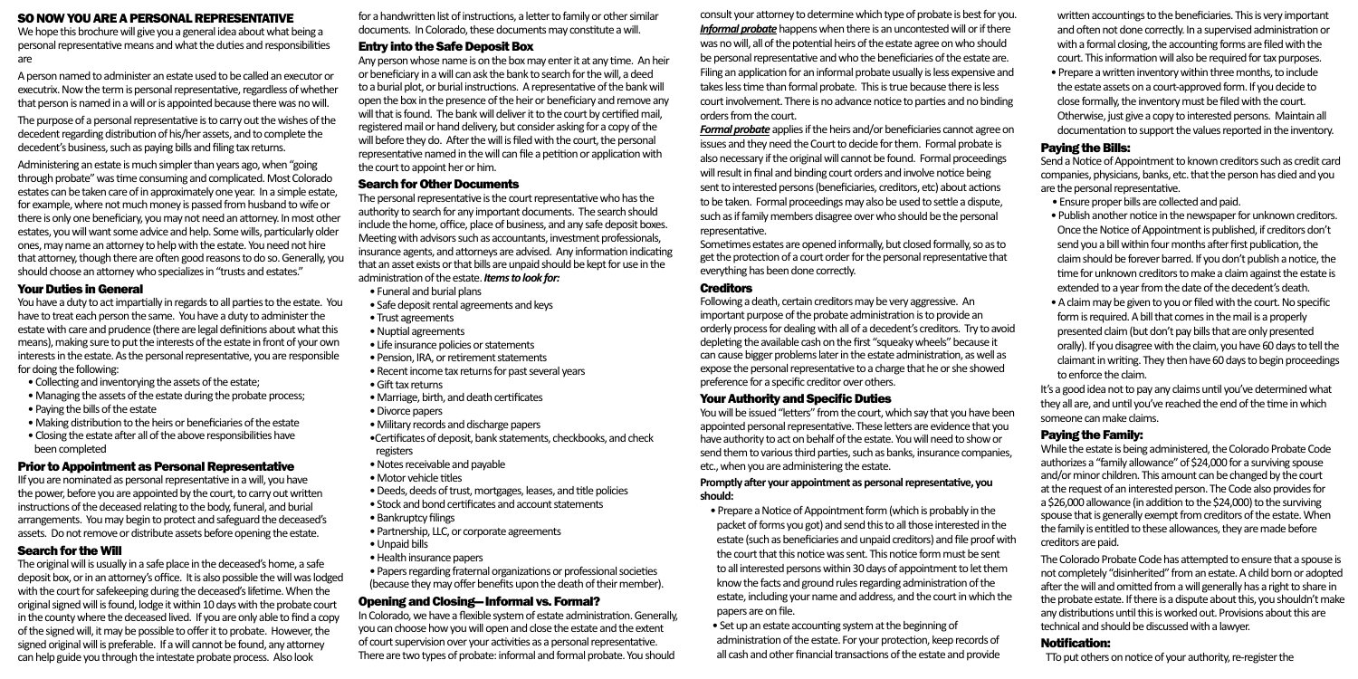## SO NOW YOU ARE A PERSONAL REPRESENTATIVE

We hope this brochure will give you a general idea about what being a personal representative means and what the duties and responsibilities are

A person named to administer an estate used to be called an executor or executrix. Now the term is personal representative, regardless of whether that person is named in a will or is appointed because there was no will.

The purpose of a personal representative is to carry out the wishes of the decedent regarding distribution of his/her assets, and to complete the decedent's business, such as paying bills and filing tax returns.

Administering an estate is much simpler than years ago, when "going through probate" was time consuming and complicated. Most Colorado estates can be taken care of in approximately one year. In a simple estate, for example, where not much money is passed from husband to wife or there is only one beneficiary, you may not need an attorney. In most other estates, you will want some advice and help. Some wills, particularly older ones, may name an attorney to help with the estate. You need not hire that attorney, though there are often good reasons to do so. Generally, you should choose an attorney who specializes in "trusts and estates."

### Your Duties in General

You have a duty to act impartially in regards to all parties to the estate. You have to treat each person the same. You have a duty to administer the estate with care and prudence (there are legal definitions about what this means), making sure to put the interests of the estate in front of your own interests in the estate. As the personal representative, you are responsible for doing the following:

- Collecting and inventorying the assets of the estate;
- Managing the assets of the estate during the probate process;
- Paying the bills of the estate
- Making distribution to the heirs or beneficiaries of the estate
- Closing the estate after all of the above responsibilities have been completed

### Prior to Appointment as Personal Representative

IIf you are nominated as personal representative in a will, you have the power, before you are appointed by the court, to carry out written instructions of the deceased relating to the body, funeral, and burial arrangements. You may begin to protect and safeguard the deceased's assets. Do not remove or distribute assets before opening the estate.

### Search for the Will

The original will is usually in a safe place in the deceased's home, a safe deposit box, or in an attorney's office. It is also possible the will was lodged with the court for safekeeping during the deceased's lifetime. When the original signed will is found, lodge it within 10 days with the probate court in the county where the deceased lived. If you are only able to find a copy of the signed will, it may be possible to offer it to probate. However, the signed original will is preferable. If a will cannot be found, any attorney can help guide you through the intestate probate process. Also look for a handwritten list of instructions, a letter to family or other similar documents. In Colorado, these documents may constitute a will.

### Entry into the Safe Deposit Box

Any person whose name is on the box may enter it at any time. An heir or beneficiary in a will can ask the bank to search for the will, a deed to a burial plot, or burial instructions. A representative of the bank will open the box in the presence of the heir or beneficiary and remove any will that is found. The bank will deliver it to the court by certified mail, registered mail or hand delivery, but consider asking for a copy of the will before they do. After the will is filed with the court, the personal representative named in the will can file a petition or application with the court to appoint her or him.

### Search for Other Documents

The personal representative is the court representative who has the authority to search for any important documents. The search should include the home, office, place of business, and any safe deposit boxes. Meeting with advisors such as accountants, investment professionals, insurance agents, and attorneys are advised. Any information indicating that an asset exists or that bills are unpaid should be kept for use in the administration of the estate. ***Items to look for:***

- Funeral and burial plans
- Safe deposit rental agreements and keys
- Trust agreements
- Nuptial agreements
- Life insurance policies or statements
- Pension, IRA, or retirement statements
- Recent income tax returns for past several years
- Gift tax returns
- Marriage, birth, and death certificates
- Divorce papers
- Military records and discharge papers
- Certificates of deposit, bank statements, checkbooks, and check registers
- Notes receivable and payable
- Motor vehicle titles
- Deeds, deeds of trust, mortgages, leases, and title policies
- Stock and bond certificates and account statements
- Bankruptcy filings
- Partnership, LLC, or corporate agreements
- Unpaid bills
- Health insurance papers
- Papers regarding fraternal organizations or professional societies (because they may offer benefits upon the death of their member).

### Opening and Closing—Informal vs. Formal?

In Colorado, we have a flexible system of estate administration. Generally, you can choose how you will open and close the estate and the extent of court supervision over your activities as a personal representative. There are two types of probate: informal and formal probate. You should consult your attorney to determine which type of probate is best for you.

***Informal probate*** happens when there is an uncontested will or if there was no will, all of the potential heirs of the estate agree on who should be personal representative and who the beneficiaries of the estate are. Filing an application for an informal probate usually is less expensive and takes less time than formal probate. This is true because there is less court involvement. There is no advance notice to parties and no binding orders from the court.

***Formal probate*** applies if the heirs and/or beneficiaries cannot agree on issues and they need the Court to decide for them. Formal probate is also necessary if the original will cannot be found. Formal proceedings will result in final and binding court orders and involve notice being sent to interested persons (beneficiaries, creditors, etc) about actions to be taken. Formal proceedings may also be used to settle a dispute, such as if family members disagree over who should be the personal representative.

Sometimes estates are opened informally, but closed formally, so as to get the protection of a court order for the personal representative that everything has been done correctly.

### Creditors

Following a death, certain creditors may be very aggressive. An important purpose of the probate administration is to provide an orderly process for dealing with all of a decedent's creditors. Try to avoid depleting the available cash on the first "squeaky wheels" because it can cause bigger problems later in the estate administration, as well as expose the personal representative to a charge that he or she showed preference for a specific creditor over others.

### Your Authority and Specific Duties

You will be issued "letters" from the court, which say that you have been appointed personal representative. These letters are evidence that you have authority to act on behalf of the estate. You will need to show or send them to various third parties, such as banks, insurance companies, etc., when you are administering the estate.

**Promptly after your appointment as personal representative, you should:**

- Prepare a Notice of Appointment form (which is probably in the packet of forms you got) and send this to all those interested in the estate (such as beneficiaries and unpaid creditors) and file proof with the court that this notice was sent. This notice form must be sent to all interested persons within 30 days of appointment to let them know the facts and ground rules regarding administration of the estate, including your name and address, and the court in which the papers are on file.
- Set up an estate accounting system at the beginning of administration of the estate. For your protection, keep records of all cash and other financial transactions of the estate and provide written accountings to the beneficiaries. This is very important and often not done correctly. In a supervised administration or with a formal closing, the accounting forms are filed with the court. This information will also be required for tax purposes.
- Prepare a written inventory within three months, to include the estate assets on a court-approved form. If you decide to close formally, the inventory must be filed with the court. Otherwise, just give a copy to interested persons. Maintain all documentation to support the values reported in the inventory.

### Paying the Bills:

Send a Notice of Appointment to known creditors such as credit card companies, physicians, banks, etc. that the person has died and you are the personal representative.

- Ensure proper bills are collected and paid.
- Publish another notice in the newspaper for unknown creditors. Once the Notice of Appointment is published, if creditors don't send you a bill within four months after first publication, the claim should be forever barred. If you don't publish a notice, the time for unknown creditors to make a claim against the estate is extended to a year from the date of the decedent's death.
- A claim may be given to you or filed with the court. No specific form is required. A bill that comes in the mail is a properly presented claim (but don't pay bills that are only presented orally). If you disagree with the claim, you have 60 days to tell the claimant in writing. They then have 60 days to begin proceedings to enforce the claim.

It's a good idea not to pay any claims until you've determined what they all are, and until you've reached the end of the time in which someone can make claims.

### Paying the Family:

While the estate is being administered, the Colorado Probate Code authorizes a "family allowance" of $24,000 for a surviving spouse and/or minor children. This amount can be changed by the court at the request of an interested person. The Code also provides for a $26,000 allowance (in addition to the $24,000) to the surviving spouse that is generally exempt from creditors of the estate. When the family is entitled to these allowances, they are made before creditors are paid.

The Colorado Probate Code has attempted to ensure that a spouse is not completely "disinherited" from an estate. A child born or adopted after the will and omitted from a will generally has a right to share in the probate estate. If there is a dispute about this, you shouldn't make any distributions until this is worked out. Provisions about this are technical and should be discussed with a lawyer.

### Notification:

TTo put others on notice of your authority, re-register the